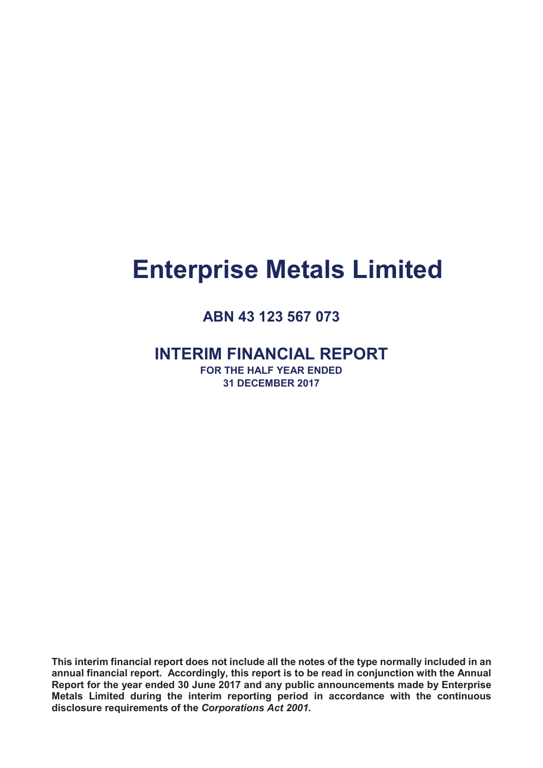# Enterprise Metals Limited

## ABN 43 123 567 073

## INTERIM FINANCIAL REPORT

**FOR THE HALF YEAR ENDED**
**31 DECEMBER 2017**

**This interim financial report does not include all the notes of the type normally included in an annual financial report. Accordingly, this report is to be read in conjunction with the Annual Report for the year ended 30 June 2017 and any public announcements made by Enterprise Metals Limited during the interim reporting period in accordance with the continuous disclosure requirements of the *Corporations Act 2001*.**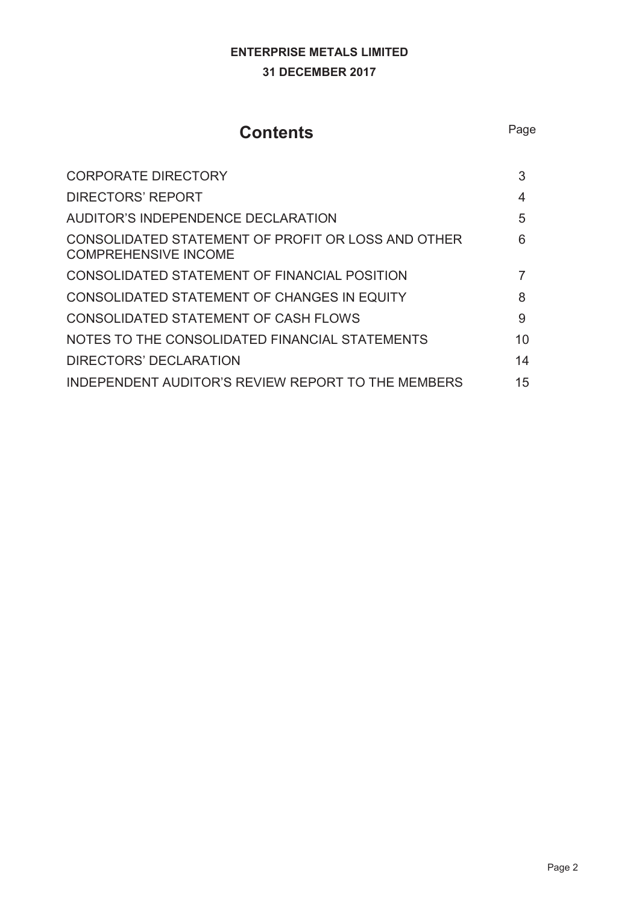**ENTERPRISE METALS LIMITED**

**31 DECEMBER 2017**

# Contents

| | Page |
|---|---|
| CORPORATE DIRECTORY | 3 |
| DIRECTORS' REPORT | 4 |
| AUDITOR'S INDEPENDENCE DECLARATION | 5 |
| CONSOLIDATED STATEMENT OF PROFIT OR LOSS AND OTHER COMPREHENSIVE INCOME | 6 |
| CONSOLIDATED STATEMENT OF FINANCIAL POSITION | 7 |
| CONSOLIDATED STATEMENT OF CHANGES IN EQUITY | 8 |
| CONSOLIDATED STATEMENT OF CASH FLOWS | 9 |
| NOTES TO THE CONSOLIDATED FINANCIAL STATEMENTS | 10 |
| DIRECTORS' DECLARATION | 14 |
| INDEPENDENT AUDITOR'S REVIEW REPORT TO THE MEMBERS | 15 |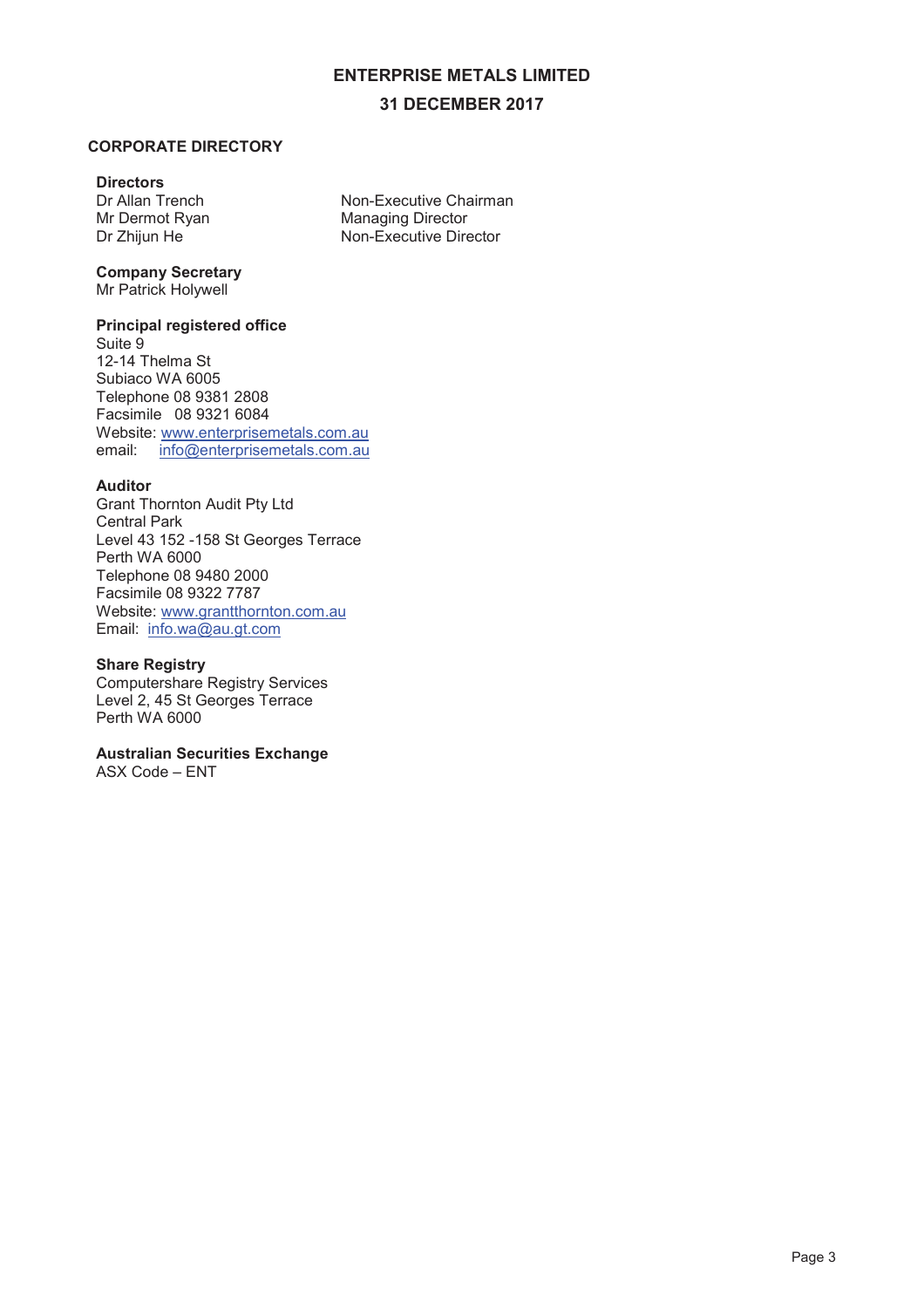# ENTERPRISE METALS LIMITED

## 31 DECEMBER 2017

### CORPORATE DIRECTORY

**Directors**

| | |
|---|---|
| Dr Allan Trench | Non-Executive Chairman |
| Mr Dermot Ryan | Managing Director |
| Dr Zhijun He | Non-Executive Director |

**Company Secretary**
Mr Patrick Holywell

**Principal registered office**
Suite 9
12-14 Thelma St
Subiaco WA 6005
Telephone 08 9381 2808
Facsimile 08 9321 6084
Website: www.enterprisemetals.com.au
email: info@enterprisemetals.com.au

**Auditor**
Grant Thornton Audit Pty Ltd
Central Park
Level 43 152 -158 St Georges Terrace
Perth WA 6000
Telephone 08 9480 2000
Facsimile 08 9322 7787
Website: www.grantthornton.com.au
Email: info.wa@au.gt.com

**Share Registry**
Computershare Registry Services
Level 2, 45 St Georges Terrace
Perth WA 6000

**Australian Securities Exchange**
ASX Code – ENT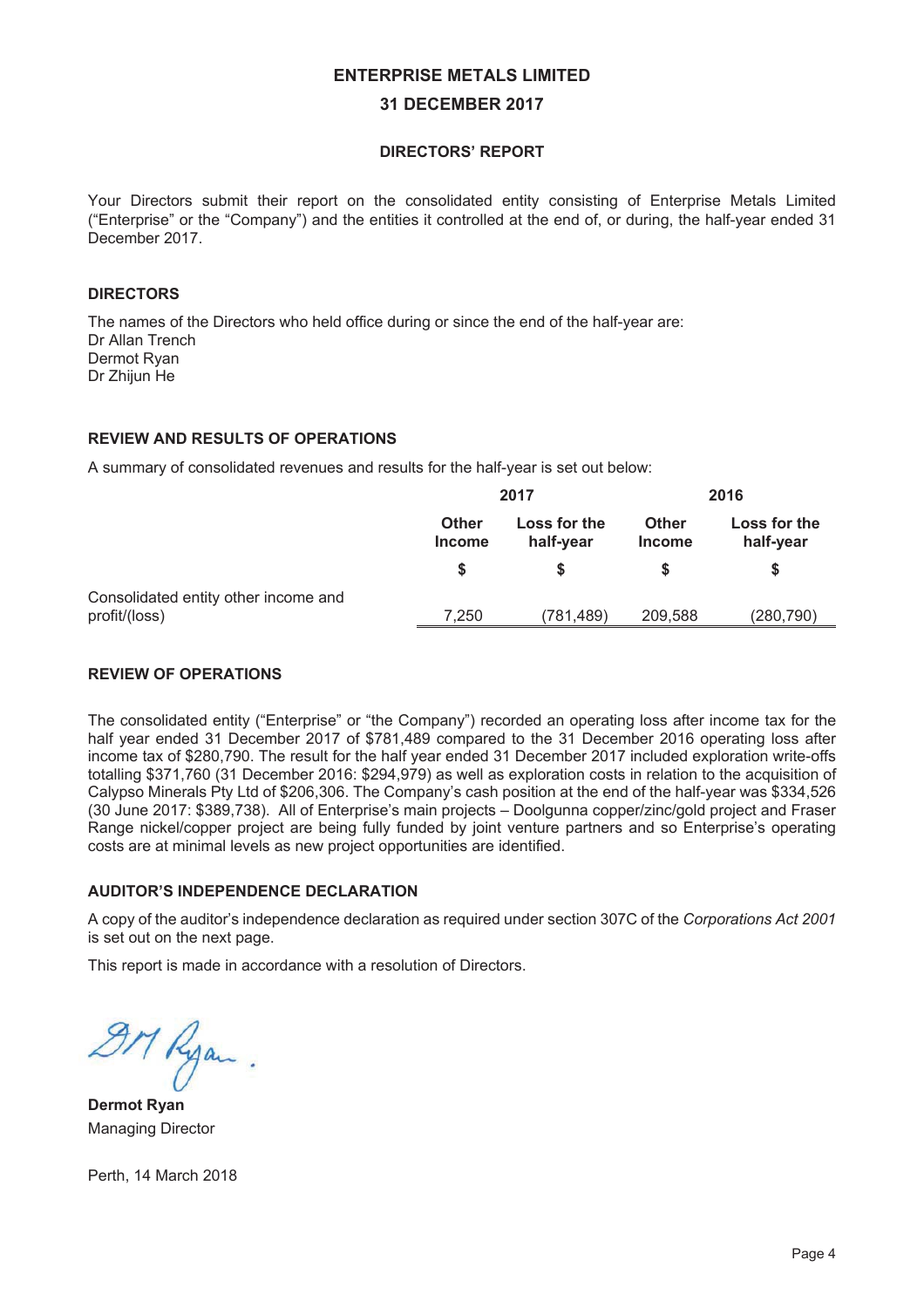# ENTERPRISE METALS LIMITED

## 31 DECEMBER 2017

### DIRECTORS' REPORT

Your Directors submit their report on the consolidated entity consisting of Enterprise Metals Limited ("Enterprise" or the "Company") and the entities it controlled at the end of, or during, the half-year ended 31 December 2017.

### DIRECTORS

The names of the Directors who held office during or since the end of the half-year are:
Dr Allan Trench
Dermot Ryan
Dr Zhijun He

### REVIEW AND RESULTS OF OPERATIONS

A summary of consolidated revenues and results for the half-year is set out below:

| | 2017 | | 2016 | |
|---|---|---|---|---|
| | Other Income | Loss for the half-year | Other Income | Loss for the half-year |
| | $ | $ | $ | $ |
| Consolidated entity other income and profit/(loss) | 7,250 | (781,489) | 209,588 | (280,790) |

### REVIEW OF OPERATIONS

The consolidated entity ("Enterprise" or "the Company") recorded an operating loss after income tax for the half year ended 31 December 2017 of $781,489 compared to the 31 December 2016 operating loss after income tax of $280,790. The result for the half year ended 31 December 2017 included exploration write-offs totalling $371,760 (31 December 2016: $294,979) as well as exploration costs in relation to the acquisition of Calypso Minerals Pty Ltd of $206,306. The Company's cash position at the end of the half-year was $334,526 (30 June 2017: $389,738). All of Enterprise's main projects – Doolgunna copper/zinc/gold project and Fraser Range nickel/copper project are being fully funded by joint venture partners and so Enterprise's operating costs are at minimal levels as new project opportunities are identified.

### AUDITOR'S INDEPENDENCE DECLARATION

A copy of the auditor's independence declaration as required under section 307C of the *Corporations Act 2001* is set out on the next page.

This report is made in accordance with a resolution of Directors.

**Dermot Ryan**
Managing Director

Perth, 14 March 2018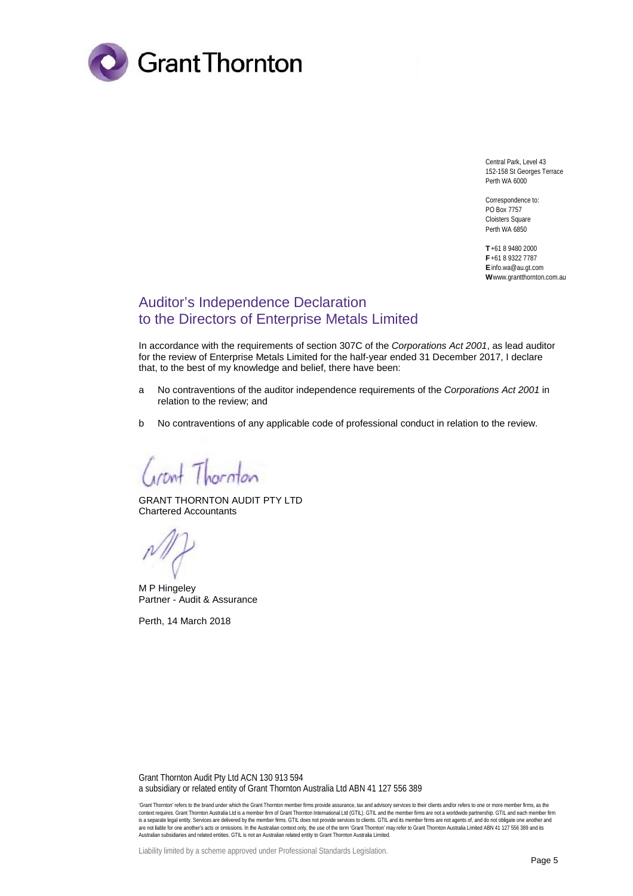Grant Thornton

Central Park, Level 43
152-158 St Georges Terrace
Perth WA 6000

Correspondence to:
PO Box 7757
Cloisters Square
Perth WA 6850

**T** +61 8 9480 2000
**F** +61 8 9322 7787
**E** info.wa@au.gt.com
**W** www.grantthornton.com.au

# Auditor's Independence Declaration to the Directors of Enterprise Metals Limited

In accordance with the requirements of section 307C of the *Corporations Act 2001*, as lead auditor for the review of Enterprise Metals Limited for the half-year ended 31 December 2017, I declare that, to the best of my knowledge and belief, there have been:

a No contraventions of the auditor independence requirements of the *Corporations Act 2001* in relation to the review; and

b No contraventions of any applicable code of professional conduct in relation to the review.

Grant Thornton

GRANT THORNTON AUDIT PTY LTD
Chartered Accountants

M P Hingeley
Partner - Audit & Assurance

Perth, 14 March 2018

Grant Thornton Audit Pty Ltd ACN 130 913 594
a subsidiary or related entity of Grant Thornton Australia Ltd ABN 41 127 556 389

'Grant Thornton' refers to the brand under which the Grant Thornton member firms provide assurance, tax and advisory services to their clients and/or refers to one or more member firms, as the context requires. Grant Thornton Australia Ltd is a member firm of Grant Thornton International Ltd (GTIL). GTIL and the member firms are not a worldwide partnership. GTIL and each member firm is a separate legal entity. Services are delivered by the member firms. GTIL does not provide services to clients. GTIL and its member firms are not agents of, and do not obligate one another and are not liable for one another's acts or omissions. In the Australian context only, the use of the term 'Grant Thornton' may refer to Grant Thornton Australia Limited ABN 41 127 556 389 and its Australian subsidiaries and related entities. GTIL is not an Australian related entity to Grant Thornton Australia Limited.

Liability limited by a scheme approved under Professional Standards Legislation.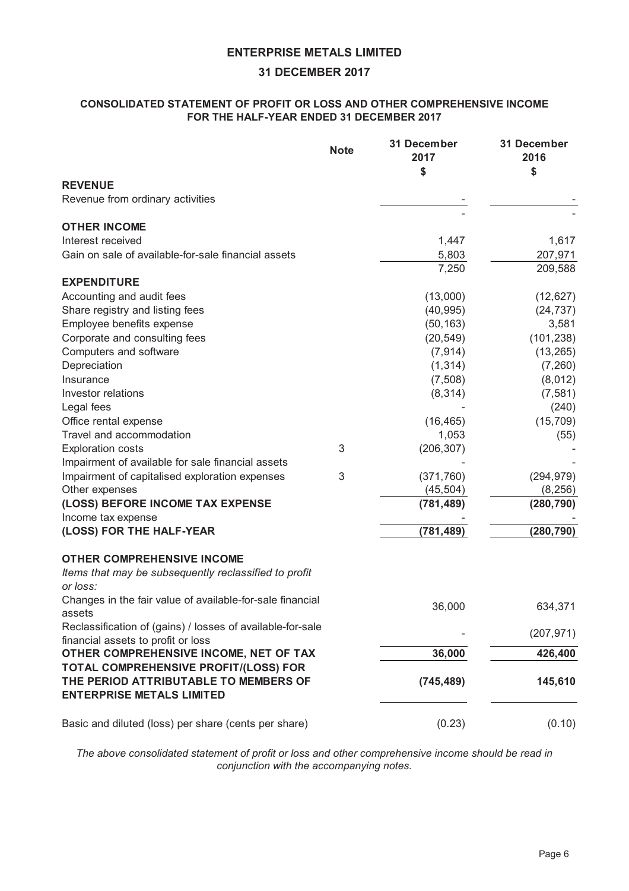# ENTERPRISE METALS LIMITED

## 31 DECEMBER 2017

### CONSOLIDATED STATEMENT OF PROFIT OR LOSS AND OTHER COMPREHENSIVE INCOME FOR THE HALF-YEAR ENDED 31 DECEMBER 2017

| | Note | 31 December 2017 $ | 31 December 2016 $ |
|---|---|---|---|
| **REVENUE** | | | |
| Revenue from ordinary activities | | - | - |
| | | - | - |
| **OTHER INCOME** | | | |
| Interest received | | 1,447 | 1,617 |
| Gain on sale of available-for-sale financial assets | | 5,803 | 207,971 |
| | | 7,250 | 209,588 |
| **EXPENDITURE** | | | |
| Accounting and audit fees | | (13,000) | (12,627) |
| Share registry and listing fees | | (40,995) | (24,737) |
| Employee benefits expense | | (50,163) | 3,581 |
| Corporate and consulting fees | | (20,549) | (101,238) |
| Computers and software | | (7,914) | (13,265) |
| Depreciation | | (1,314) | (7,260) |
| Insurance | | (7,508) | (8,012) |
| Investor relations | | (8,314) | (7,581) |
| Legal fees | | - | (240) |
| Office rental expense | | (16,465) | (15,709) |
| Travel and accommodation | | 1,053 | (55) |
| Exploration costs | 3 | (206,307) | - |
| Impairment of available for sale financial assets | | - | - |
| Impairment of capitalised exploration expenses | 3 | (371,760) | (294,979) |
| Other expenses | | (45,504) | (8,256) |
| **(LOSS) BEFORE INCOME TAX EXPENSE** | | **(781,489)** | **(280,790)** |
| Income tax expense | | - | - |
| **(LOSS) FOR THE HALF-YEAR** | | **(781,489)** | **(280,790)** |
| | | | |
| **OTHER COMPREHENSIVE INCOME** | | | |
| *Items that may be subsequently reclassified to profit or loss:* | | | |
| Changes in the fair value of available-for-sale financial assets | | 36,000 | 634,371 |
| Reclassification of (gains) / losses of available-for-sale financial assets to profit or loss | | - | (207,971) |
| **OTHER COMPREHENSIVE INCOME, NET OF TAX** | | **36,000** | **426,400** |
| **TOTAL COMPREHENSIVE PROFIT/(LOSS) FOR THE PERIOD ATTRIBUTABLE TO MEMBERS OF ENTERPRISE METALS LIMITED** | | **(745,489)** | **145,610** |
| | | | |
| Basic and diluted (loss) per share (cents per share) | | (0.23) | (0.10) |

*The above consolidated statement of profit or loss and other comprehensive income should be read in conjunction with the accompanying notes.*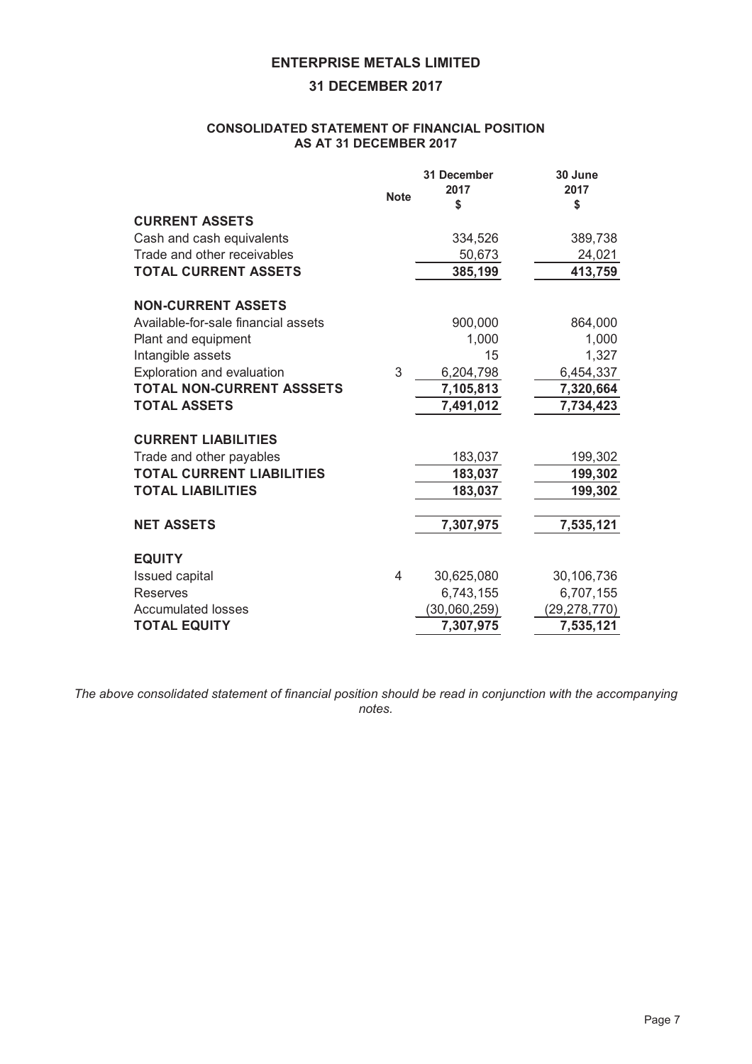# ENTERPRISE METALS LIMITED

## 31 DECEMBER 2017

### CONSOLIDATED STATEMENT OF FINANCIAL POSITION AS AT 31 DECEMBER 2017

| | Note | 31 December 2017 $ | 30 June 2017 $ |
|---|---|---|---|
| **CURRENT ASSETS** | | | |
| Cash and cash equivalents | | 334,526 | 389,738 |
| Trade and other receivables | | 50,673 | 24,021 |
| **TOTAL CURRENT ASSETS** | | **385,199** | **413,759** |
| | | | |
| **NON-CURRENT ASSETS** | | | |
| Available-for-sale financial assets | | 900,000 | 864,000 |
| Plant and equipment | | 1,000 | 1,000 |
| Intangible assets | | 15 | 1,327 |
| Exploration and evaluation | 3 | 6,204,798 | 6,454,337 |
| **TOTAL NON-CURRENT ASSSETS** | | **7,105,813** | **7,320,664** |
| **TOTAL ASSETS** | | **7,491,012** | **7,734,423** |
| | | | |
| **CURRENT LIABILITIES** | | | |
| Trade and other payables | | 183,037 | 199,302 |
| **TOTAL CURRENT LIABILITIES** | | **183,037** | **199,302** |
| **TOTAL LIABILITIES** | | **183,037** | **199,302** |
| | | | |
| **NET ASSETS** | | **7,307,975** | **7,535,121** |
| | | | |
| **EQUITY** | | | |
| Issued capital | 4 | 30,625,080 | 30,106,736 |
| Reserves | | 6,743,155 | 6,707,155 |
| Accumulated losses | | (30,060,259) | (29,278,770) |
| **TOTAL EQUITY** | | **7,307,975** | **7,535,121** |

*The above consolidated statement of financial position should be read in conjunction with the accompanying notes.*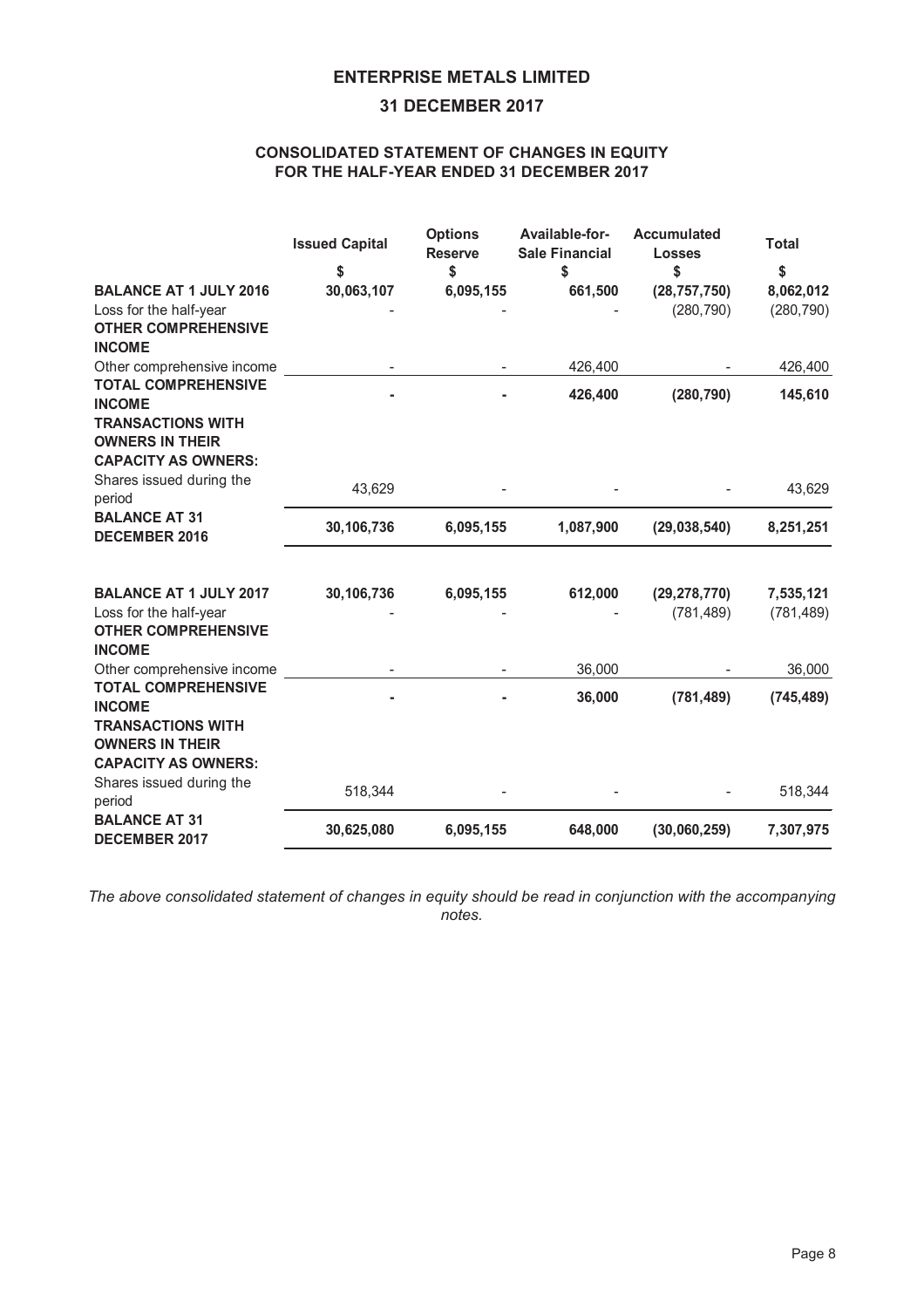# ENTERPRISE METALS LIMITED

## 31 DECEMBER 2017

### CONSOLIDATED STATEMENT OF CHANGES IN EQUITY FOR THE HALF-YEAR ENDED 31 DECEMBER 2017

| | Issued Capital | Options Reserve | Available-for-Sale Financial | Accumulated Losses | Total |
|---|---|---|---|---|---|
| | $ | $ | $ | $ | $ |
| **BALANCE AT 1 JULY 2016** | **30,063,107** | **6,095,155** | **661,500** | **(28,757,750)** | **8,062,012** |
| Loss for the half-year | - | - | - | (280,790) | (280,790) |
| **OTHER COMPREHENSIVE INCOME** | | | | | |
| Other comprehensive income | - | - | 426,400 | - | 426,400 |
| **TOTAL COMPREHENSIVE INCOME** | **-** | **-** | **426,400** | **(280,790)** | **145,610** |
| **TRANSACTIONS WITH OWNERS IN THEIR CAPACITY AS OWNERS:** | | | | | |
| Shares issued during the period | 43,629 | - | - | - | 43,629 |
| **BALANCE AT 31 DECEMBER 2016** | **30,106,736** | **6,095,155** | **1,087,900** | **(29,038,540)** | **8,251,251** |
| | | | | | |
| **BALANCE AT 1 JULY 2017** | **30,106,736** | **6,095,155** | **612,000** | **(29,278,770)** | **7,535,121** |
| Loss for the half-year | - | - | - | (781,489) | (781,489) |
| **OTHER COMPREHENSIVE INCOME** | | | | | |
| Other comprehensive income | - | - | 36,000 | - | 36,000 |
| **TOTAL COMPREHENSIVE INCOME** | **-** | **-** | **36,000** | **(781,489)** | **(745,489)** |
| **TRANSACTIONS WITH OWNERS IN THEIR CAPACITY AS OWNERS:** | | | | | |
| Shares issued during the period | 518,344 | - | - | - | 518,344 |
| **BALANCE AT 31 DECEMBER 2017** | **30,625,080** | **6,095,155** | **648,000** | **(30,060,259)** | **7,307,975** |

*The above consolidated statement of changes in equity should be read in conjunction with the accompanying notes.*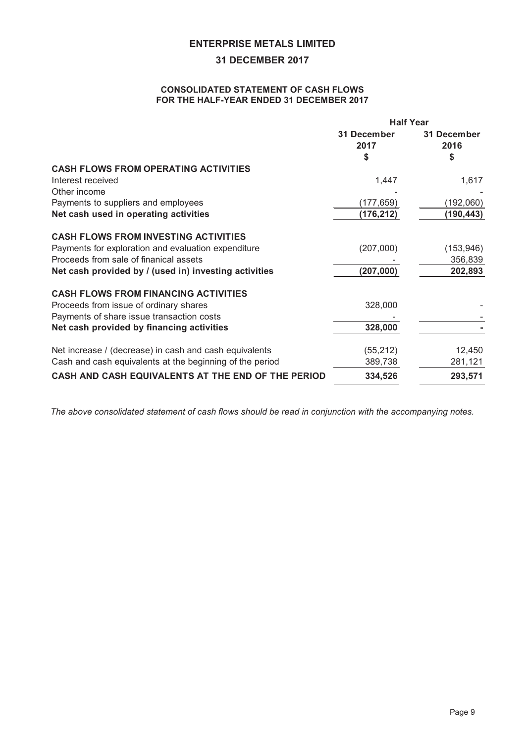# ENTERPRISE METALS LIMITED

## 31 DECEMBER 2017

### CONSOLIDATED STATEMENT OF CASH FLOWS FOR THE HALF-YEAR ENDED 31 DECEMBER 2017

| | Half Year | |
|---|---|---|
| | 31 December 2017 | 31 December 2016 |
| | $ | $ |
| **CASH FLOWS FROM OPERATING ACTIVITIES** | | |
| Interest received | 1,447 | 1,617 |
| Other income | - | - |
| Payments to suppliers and employees | (177,659) | (192,060) |
| **Net cash used in operating activities** | **(176,212)** | **(190,443)** |
| **CASH FLOWS FROM INVESTING ACTIVITIES** | | |
| Payments for exploration and evaluation expenditure | (207,000) | (153,946) |
| Proceeds from sale of finanical assets | - | 356,839 |
| **Net cash provided by / (used in) investing activities** | **(207,000)** | **202,893** |
| **CASH FLOWS FROM FINANCING ACTIVITIES** | | |
| Proceeds from issue of ordinary shares | 328,000 | - |
| Payments of share issue transaction costs | - | - |
| **Net cash provided by financing activities** | **328,000** | **-** |
| Net increase / (decrease) in cash and cash equivalents | (55,212) | 12,450 |
| Cash and cash equivalents at the beginning of the period | 389,738 | 281,121 |
| **CASH AND CASH EQUIVALENTS AT THE END OF THE PERIOD** | **334,526** | **293,571** |

*The above consolidated statement of cash flows should be read in conjunction with the accompanying notes.*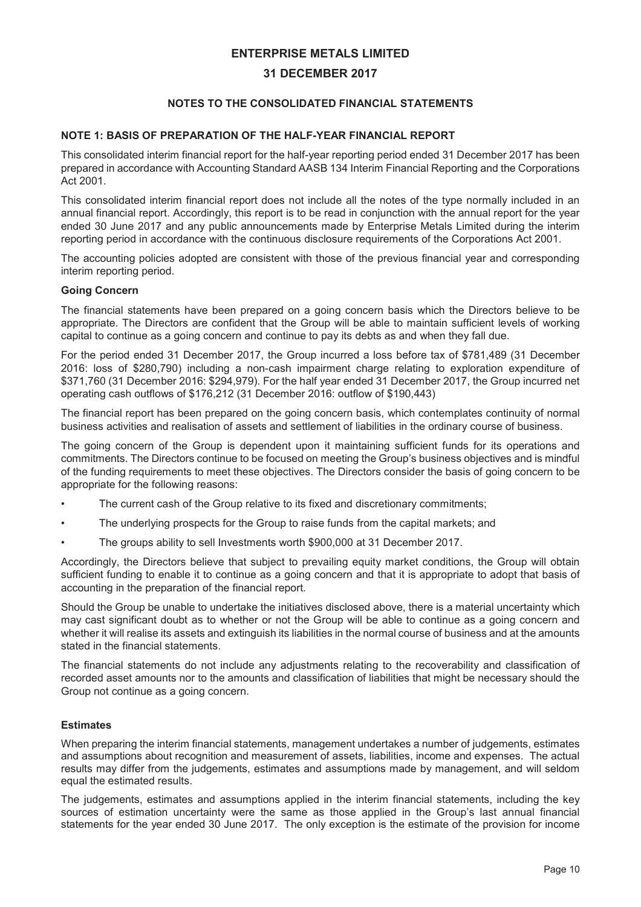# ENTERPRISE METALS LIMITED

## 31 DECEMBER 2017

### NOTES TO THE CONSOLIDATED FINANCIAL STATEMENTS

### NOTE 1: BASIS OF PREPARATION OF THE HALF-YEAR FINANCIAL REPORT

This consolidated interim financial report for the half-year reporting period ended 31 December 2017 has been prepared in accordance with Accounting Standard AASB 134 Interim Financial Reporting and the Corporations Act 2001.

This consolidated interim financial report does not include all the notes of the type normally included in an annual financial report. Accordingly, this report is to be read in conjunction with the annual report for the year ended 30 June 2017 and any public announcements made by Enterprise Metals Limited during the interim reporting period in accordance with the continuous disclosure requirements of the Corporations Act 2001.

The accounting policies adopted are consistent with those of the previous financial year and corresponding interim reporting period.

**Going Concern**

The financial statements have been prepared on a going concern basis which the Directors believe to be appropriate. The Directors are confident that the Group will be able to maintain sufficient levels of working capital to continue as a going concern and continue to pay its debts as and when they fall due.

For the period ended 31 December 2017, the Group incurred a loss before tax of $781,489 (31 December 2016: loss of $280,790) including a non-cash impairment charge relating to exploration expenditure of $371,760 (31 December 2016: $294,979). For the half year ended 31 December 2017, the Group incurred net operating cash outflows of $176,212 (31 December 2016: outflow of $190,443)

The financial report has been prepared on the going concern basis, which contemplates continuity of normal business activities and realisation of assets and settlement of liabilities in the ordinary course of business.

The going concern of the Group is dependent upon it maintaining sufficient funds for its operations and commitments. The Directors continue to be focused on meeting the Group's business objectives and is mindful of the funding requirements to meet these objectives. The Directors consider the basis of going concern to be appropriate for the following reasons:

- The current cash of the Group relative to its fixed and discretionary commitments;
- The underlying prospects for the Group to raise funds from the capital markets; and
- The groups ability to sell Investments worth $900,000 at 31 December 2017.

Accordingly, the Directors believe that subject to prevailing equity market conditions, the Group will obtain sufficient funding to enable it to continue as a going concern and that it is appropriate to adopt that basis of accounting in the preparation of the financial report.

Should the Group be unable to undertake the initiatives disclosed above, there is a material uncertainty which may cast significant doubt as to whether or not the Group will be able to continue as a going concern and whether it will realise its assets and extinguish its liabilities in the normal course of business and at the amounts stated in the financial statements.

The financial statements do not include any adjustments relating to the recoverability and classification of recorded asset amounts nor to the amounts and classification of liabilities that might be necessary should the Group not continue as a going concern.

**Estimates**

When preparing the interim financial statements, management undertakes a number of judgements, estimates and assumptions about recognition and measurement of assets, liabilities, income and expenses. The actual results may differ from the judgements, estimates and assumptions made by management, and will seldom equal the estimated results.

The judgements, estimates and assumptions applied in the interim financial statements, including the key sources of estimation uncertainty were the same as those applied in the Group's last annual financial statements for the year ended 30 June 2017. The only exception is the estimate of the provision for income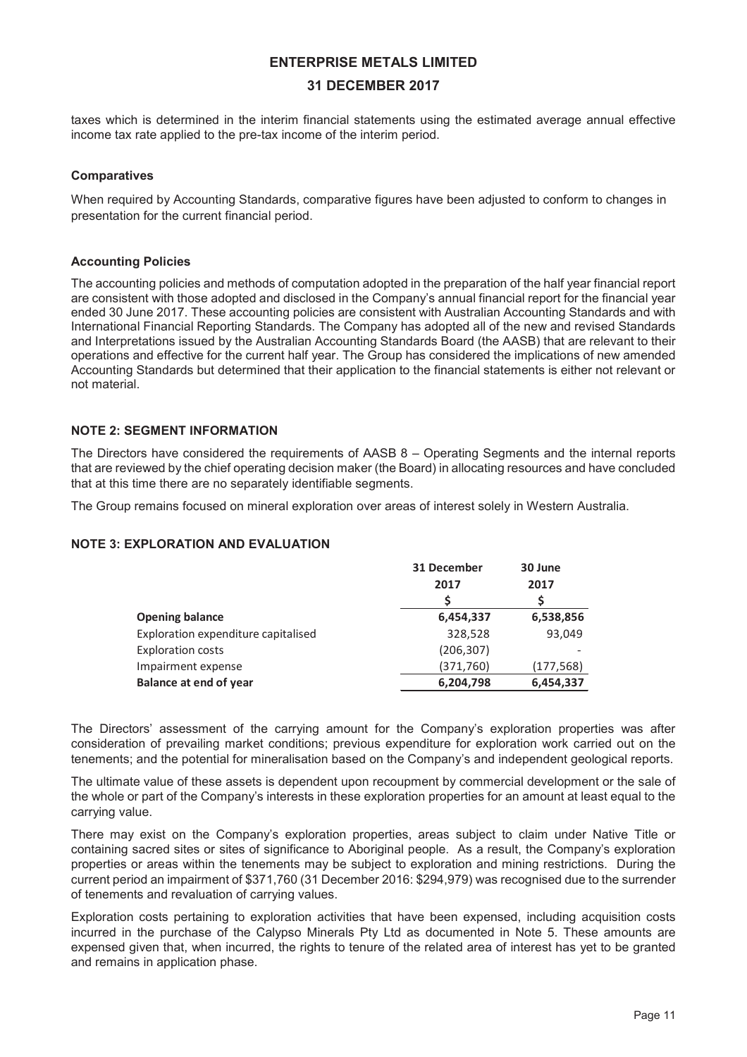taxes which is determined in the interim financial statements using the estimated average annual effective income tax rate applied to the pre-tax income of the interim period.

**Comparatives**

When required by Accounting Standards, comparative figures have been adjusted to conform to changes in presentation for the current financial period.

**Accounting Policies**

The accounting policies and methods of computation adopted in the preparation of the half year financial report are consistent with those adopted and disclosed in the Company's annual financial report for the financial year ended 30 June 2017. These accounting policies are consistent with Australian Accounting Standards and with International Financial Reporting Standards. The Company has adopted all of the new and revised Standards and Interpretations issued by the Australian Accounting Standards Board (the AASB) that are relevant to their operations and effective for the current half year. The Group has considered the implications of new amended Accounting Standards but determined that their application to the financial statements is either not relevant or not material.

## NOTE 2: SEGMENT INFORMATION

The Directors have considered the requirements of AASB 8 – Operating Segments and the internal reports that are reviewed by the chief operating decision maker (the Board) in allocating resources and have concluded that at this time there are no separately identifiable segments.

The Group remains focused on mineral exploration over areas of interest solely in Western Australia.

## NOTE 3: EXPLORATION AND EVALUATION

| | 31 December 2017 | 30 June 2017 |
|---|---|---|
| | $ | $ |
| **Opening balance** | **6,454,337** | **6,538,856** |
| Exploration expenditure capitalised | 328,528 | 93,049 |
| Exploration costs | (206,307) | - |
| Impairment expense | (371,760) | (177,568) |
| **Balance at end of year** | **6,204,798** | **6,454,337** |

The Directors' assessment of the carrying amount for the Company's exploration properties was after consideration of prevailing market conditions; previous expenditure for exploration work carried out on the tenements; and the potential for mineralisation based on the Company's and independent geological reports.

The ultimate value of these assets is dependent upon recoupment by commercial development or the sale of the whole or part of the Company's interests in these exploration properties for an amount at least equal to the carrying value.

There may exist on the Company's exploration properties, areas subject to claim under Native Title or containing sacred sites or sites of significance to Aboriginal people. As a result, the Company's exploration properties or areas within the tenements may be subject to exploration and mining restrictions. During the current period an impairment of $371,760 (31 December 2016: $294,979) was recognised due to the surrender of tenements and revaluation of carrying values.

Exploration costs pertaining to exploration activities that have been expensed, including acquisition costs incurred in the purchase of the Calypso Minerals Pty Ltd as documented in Note 5. These amounts are expensed given that, when incurred, the rights to tenure of the related area of interest has yet to be granted and remains in application phase.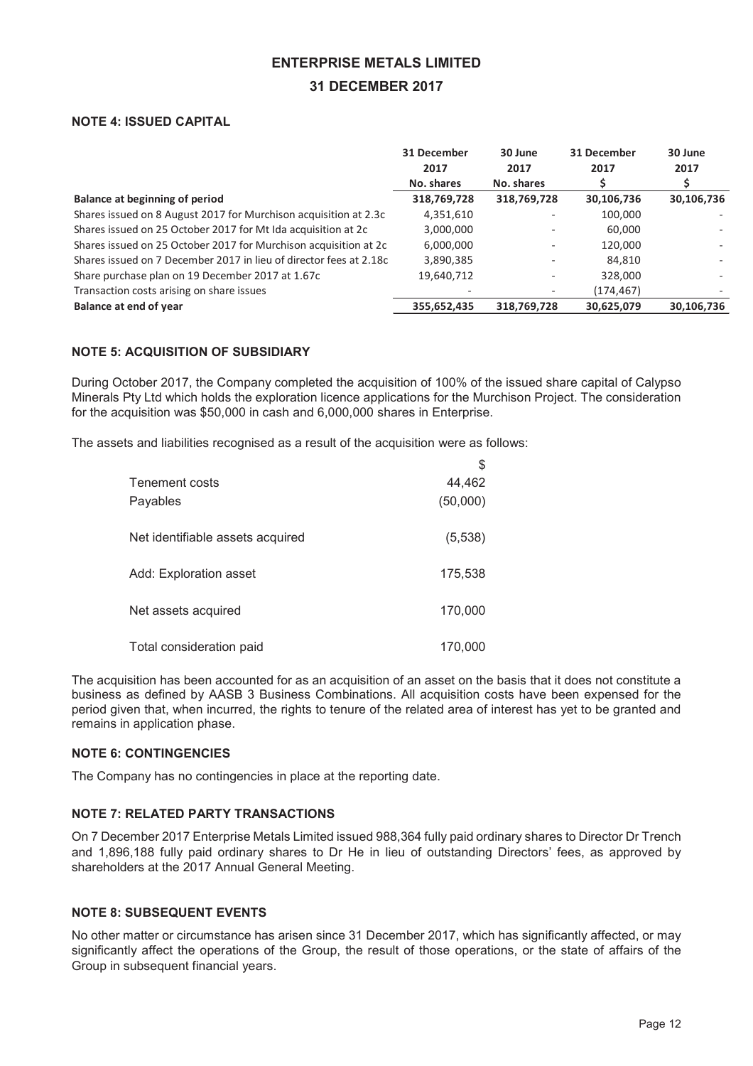# ENTERPRISE METALS LIMITED

## 31 DECEMBER 2017

### NOTE 4: ISSUED CAPITAL

| | 31 December 2017 No. shares | 30 June 2017 No. shares | 31 December 2017 $ | 30 June 2017 $ |
|---|---|---|---|---|
| **Balance at beginning of period** | **318,769,728** | **318,769,728** | **30,106,736** | **30,106,736** |
| Shares issued on 8 August 2017 for Murchison acquisition at 2.3c | 4,351,610 | - | 100,000 | - |
| Shares issued on 25 October 2017 for Mt Ida acquisition at 2c | 3,000,000 | - | 60,000 | - |
| Shares issued on 25 October 2017 for Murchison acquisition at 2c | 6,000,000 | - | 120,000 | - |
| Shares issued on 7 December 2017 in lieu of director fees at 2.18c | 3,890,385 | - | 84,810 | - |
| Share purchase plan on 19 December 2017 at 1.67c | 19,640,712 | - | 328,000 | - |
| Transaction costs arising on share issues | - | - | (174,467) | - |
| **Balance at end of year** | **355,652,435** | **318,769,728** | **30,625,079** | **30,106,736** |

### NOTE 5: ACQUISITION OF SUBSIDIARY

During October 2017, the Company completed the acquisition of 100% of the issued share capital of Calypso Minerals Pty Ltd which holds the exploration licence applications for the Murchison Project. The consideration for the acquisition was $50,000 in cash and 6,000,000 shares in Enterprise.

The assets and liabilities recognised as a result of the acquisition were as follows:

| | $ |
|---|---|
| Tenement costs | 44,462 |
| Payables | (50,000) |
| Net identifiable assets acquired | (5,538) |
| Add: Exploration asset | 175,538 |
| Net assets acquired | 170,000 |
| Total consideration paid | 170,000 |

The acquisition has been accounted for as an acquisition of an asset on the basis that it does not constitute a business as defined by AASB 3 Business Combinations. All acquisition costs have been expensed for the period given that, when incurred, the rights to tenure of the related area of interest has yet to be granted and remains in application phase.

### NOTE 6: CONTINGENCIES

The Company has no contingencies in place at the reporting date.

### NOTE 7: RELATED PARTY TRANSACTIONS

On 7 December 2017 Enterprise Metals Limited issued 988,364 fully paid ordinary shares to Director Dr Trench and 1,896,188 fully paid ordinary shares to Dr He in lieu of outstanding Directors' fees, as approved by shareholders at the 2017 Annual General Meeting.

### NOTE 8: SUBSEQUENT EVENTS

No other matter or circumstance has arisen since 31 December 2017, which has significantly affected, or may significantly affect the operations of the Group, the result of those operations, or the state of affairs of the Group in subsequent financial years.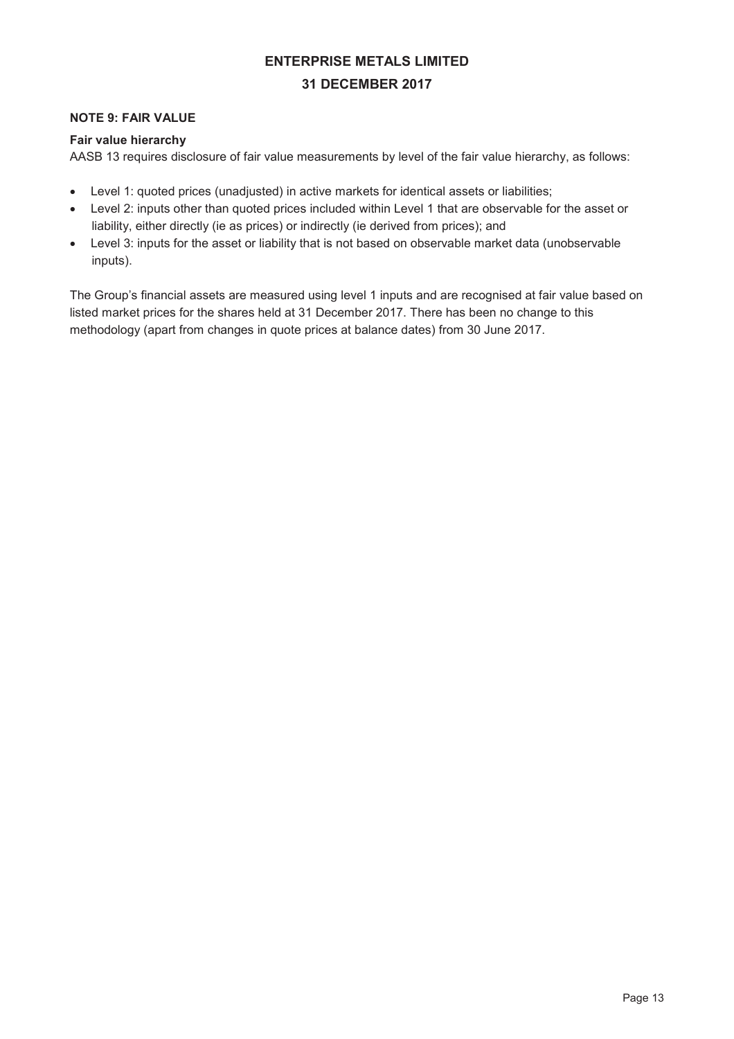**NOTE 9: FAIR VALUE**

**Fair value hierarchy**

AASB 13 requires disclosure of fair value measurements by level of the fair value hierarchy, as follows:

- Level 1: quoted prices (unadjusted) in active markets for identical assets or liabilities;
- Level 2: inputs other than quoted prices included within Level 1 that are observable for the asset or liability, either directly (ie as prices) or indirectly (ie derived from prices); and
- Level 3: inputs for the asset or liability that is not based on observable market data (unobservable inputs).

The Group's financial assets are measured using level 1 inputs and are recognised at fair value based on listed market prices for the shares held at 31 December 2017. There has been no change to this methodology (apart from changes in quote prices at balance dates) from 30 June 2017.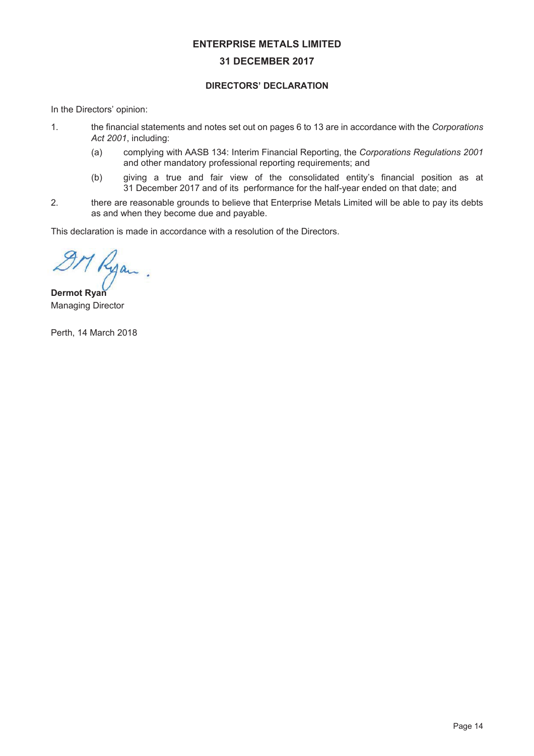# ENTERPRISE METALS LIMITED

## 31 DECEMBER 2017

### DIRECTORS' DECLARATION

In the Directors' opinion:

1. the financial statements and notes set out on pages 6 to 13 are in accordance with the *Corporations Act 2001*, including:

   (a) complying with AASB 134: Interim Financial Reporting, the *Corporations Regulations 2001* and other mandatory professional reporting requirements; and

   (b) giving a true and fair view of the consolidated entity's financial position as at 31 December 2017 and of its performance for the half-year ended on that date; and

2. there are reasonable grounds to believe that Enterprise Metals Limited will be able to pay its debts as and when they become due and payable.

This declaration is made in accordance with a resolution of the Directors.

**Dermot Ryan**
Managing Director

Perth, 14 March 2018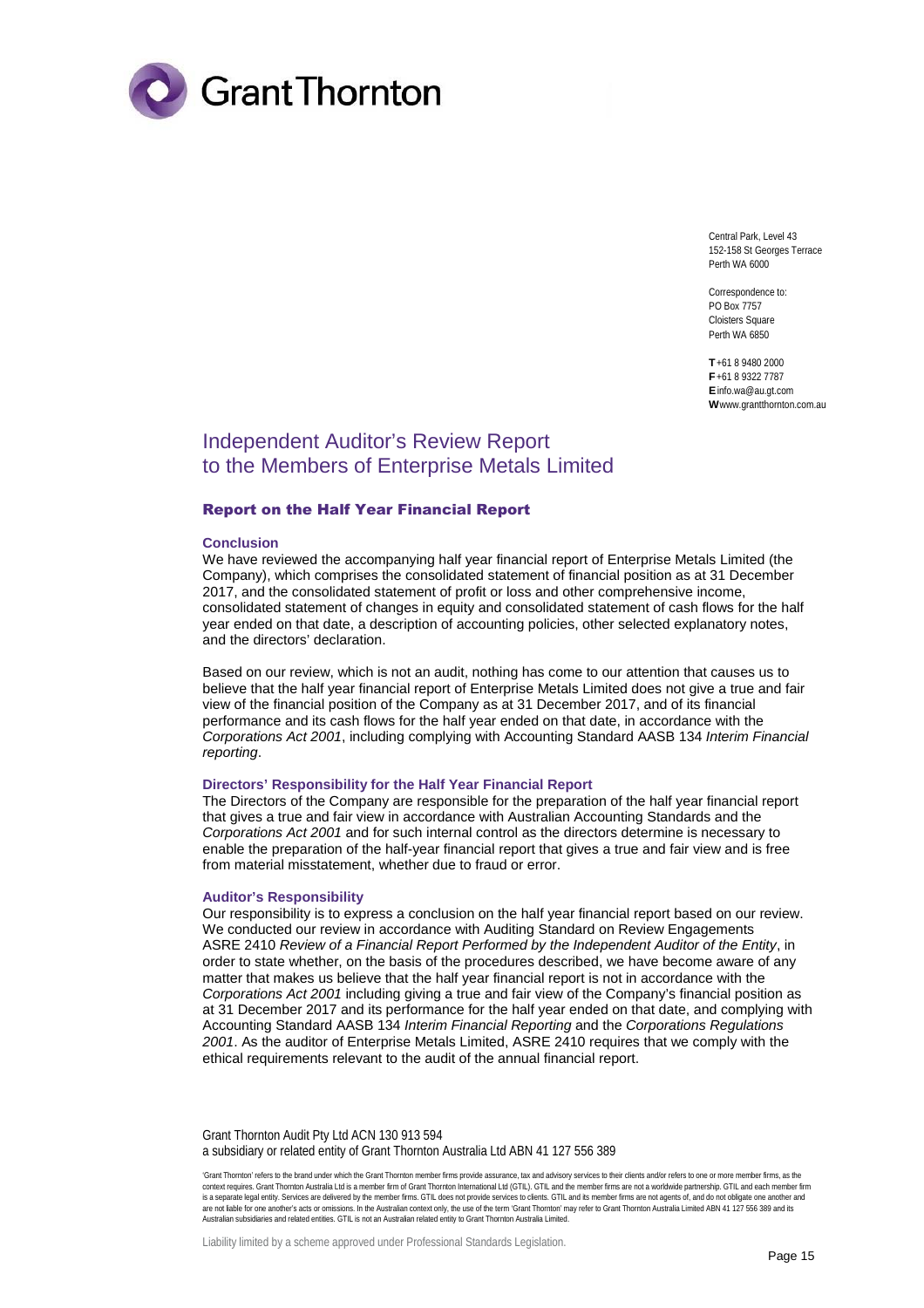Central Park, Level 43
152-158 St Georges Terrace
Perth WA 6000

Correspondence to:
PO Box 7757
Cloisters Square
Perth WA 6850

**T** +61 8 9480 2000
**F** +61 8 9322 7787
**E** info.wa@au.gt.com
**W** www.grantthornton.com.au

# Independent Auditor's Review Report to the Members of Enterprise Metals Limited

## Report on the Half Year Financial Report

### Conclusion

We have reviewed the accompanying half year financial report of Enterprise Metals Limited (the Company), which comprises the consolidated statement of financial position as at 31 December 2017, and the consolidated statement of profit or loss and other comprehensive income, consolidated statement of changes in equity and consolidated statement of cash flows for the half year ended on that date, a description of accounting policies, other selected explanatory notes, and the directors' declaration.

Based on our review, which is not an audit, nothing has come to our attention that causes us to believe that the half year financial report of Enterprise Metals Limited does not give a true and fair view of the financial position of the Company as at 31 December 2017, and of its financial performance and its cash flows for the half year ended on that date, in accordance with the *Corporations Act 2001*, including complying with Accounting Standard AASB 134 *Interim Financial reporting*.

### Directors' Responsibility for the Half Year Financial Report

The Directors of the Company are responsible for the preparation of the half year financial report that gives a true and fair view in accordance with Australian Accounting Standards and the *Corporations Act 2001* and for such internal control as the directors determine is necessary to enable the preparation of the half-year financial report that gives a true and fair view and is free from material misstatement, whether due to fraud or error.

### Auditor's Responsibility

Our responsibility is to express a conclusion on the half year financial report based on our review. We conducted our review in accordance with Auditing Standard on Review Engagements ASRE 2410 *Review of a Financial Report Performed by the Independent Auditor of the Entity*, in order to state whether, on the basis of the procedures described, we have become aware of any matter that makes us believe that the half year financial report is not in accordance with the *Corporations Act 2001* including giving a true and fair view of the Company's financial position as at 31 December 2017 and its performance for the half year ended on that date, and complying with Accounting Standard AASB 134 *Interim Financial Reporting* and the *Corporations Regulations 2001*. As the auditor of Enterprise Metals Limited, ASRE 2410 requires that we comply with the ethical requirements relevant to the audit of the annual financial report.

Grant Thornton Audit Pty Ltd ACN 130 913 594
a subsidiary or related entity of Grant Thornton Australia Ltd ABN 41 127 556 389

'Grant Thornton' refers to the brand under which the Grant Thornton member firms provide assurance, tax and advisory services to their clients and/or refers to one or more member firms, as the context requires. Grant Thornton Australia Ltd is a member firm of Grant Thornton International Ltd (GTIL). GTIL and the member firms are not a worldwide partnership. GTIL and each member firm is a separate legal entity. Services are delivered by the member firms. GTIL does not provide services to clients. GTIL and its member firms are not agents of, and do not obligate one another and are not liable for one another's acts or omissions. In the Australian context only, the use of the term 'Grant Thornton' may refer to Grant Thornton Australia Limited ABN 41 127 556 389 and its Australian subsidiaries and related entities. GTIL is not an Australian related entity to Grant Thornton Australia Limited.

Liability limited by a scheme approved under Professional Standards Legislation.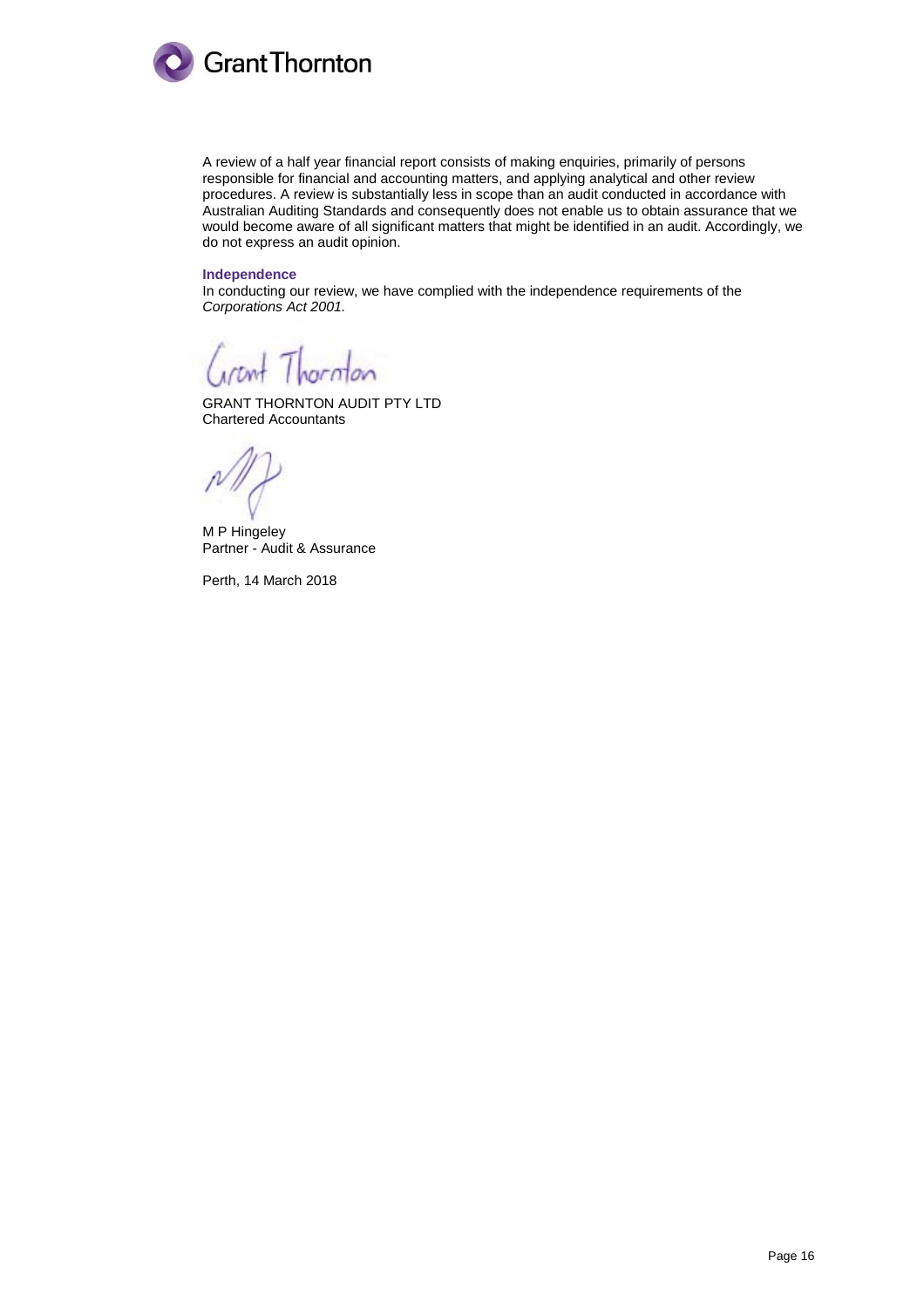A review of a half year financial report consists of making enquiries, primarily of persons responsible for financial and accounting matters, and applying analytical and other review procedures. A review is substantially less in scope than an audit conducted in accordance with Australian Auditing Standards and consequently does not enable us to obtain assurance that we would become aware of all significant matters that might be identified in an audit. Accordingly, we do not express an audit opinion.

**Independence**

In conducting our review, we have complied with the independence requirements of the *Corporations Act 2001.*

GRANT THORNTON AUDIT PTY LTD
Chartered Accountants

M P Hingeley
Partner - Audit & Assurance

Perth, 14 March 2018